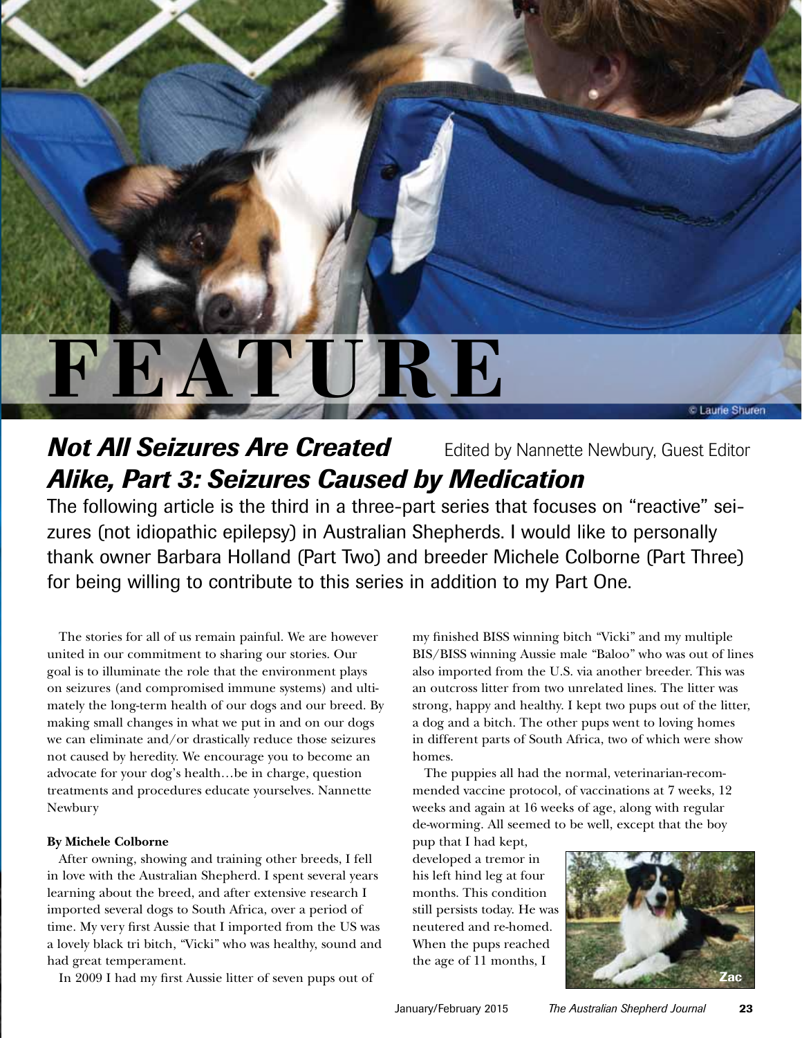# FEATURE

© Laurie Shuren

## *Not All Seizures Are Created Alike, Part 3: Seizures Caused by Medication*

Edited by Nannette Newbury, Guest Editor

The following article is the third in a three-part series that focuses on "reactive" seizures (not idiopathic epilepsy) in Australian Shepherds. I would like to personally thank owner Barbara Holland (Part Two) and breeder Michele Colborne (Part Three) for being willing to contribute to this series in addition to my Part One.

The stories for all of us remain painful. We are however united in our commitment to sharing our stories. Our goal is to illuminate the role that the environment plays on seizures (and compromised immune systems) and ultimately the long-term health of our dogs and our breed. By making small changes in what we put in and on our dogs we can eliminate and/or drastically reduce those seizures not caused by heredity. We encourage you to become an advocate for your dog's health…be in charge, question treatments and procedures educate yourselves. Nannette Newbury

**By Michele Colborne**

After owning, showing and training other breeds, I fell in love with the Australian Shepherd. I spent several years learning about the breed, and after extensive research I imported several dogs to South Africa, over a period of time. My very first Aussie that I imported from the US was a lovely black tri bitch, "Vicki" who was healthy, sound and had great temperament.

In 2009 I had my first Aussie litter of seven pups out of my finished BISS winning bitch "Vicki" and my multiple BIS/BISS winning Aussie male "Baloo" who was out of lines also imported from the U.S. via another breeder. This was an outcross litter from two unrelated lines. The litter was strong, happy and healthy. I kept two pups out of the litter, a dog and a bitch. The other pups went to loving homes in different parts of South Africa, two of which were show homes.

The puppies all had the normal, veterinarian-recommended vaccine protocol, of vaccinations at 7 weeks, 12 weeks and again at 16 weeks of age, along with regular de-worming. All seemed to be well, except that the boy pup that I had kept, developed a tremor in his left hind leg at four months. This condition still persists today. He was neutered and re-homed. When the pups reached the age of 11 months, I

Zac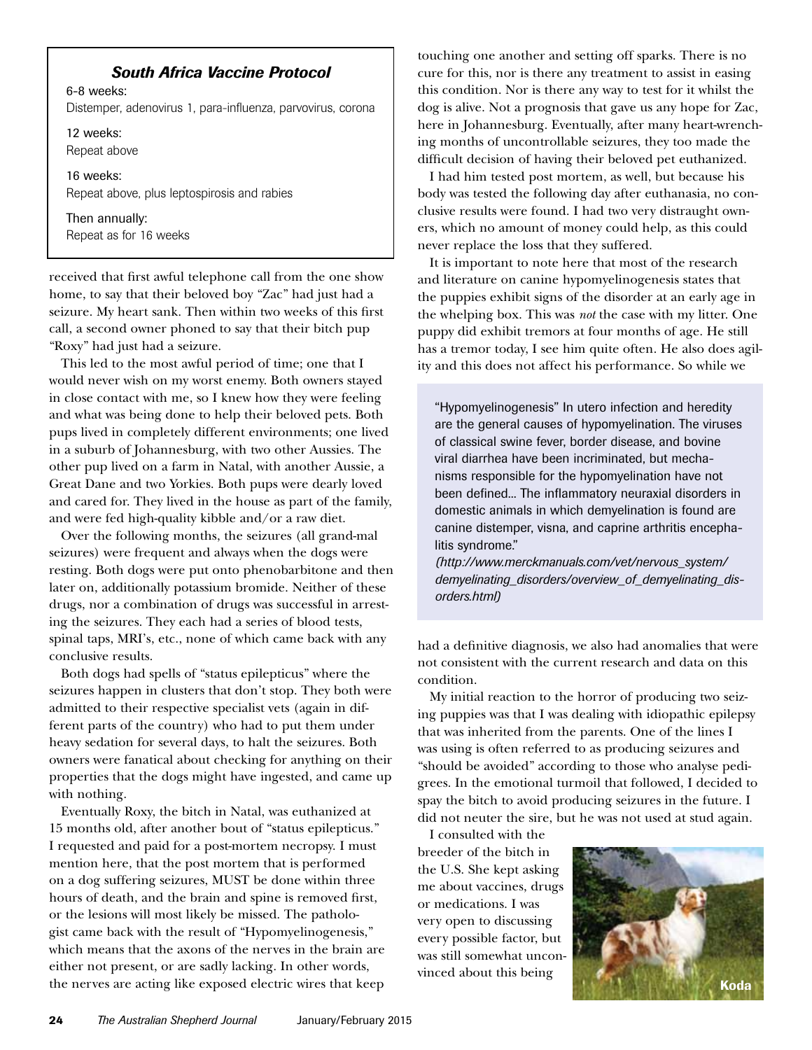### *South Africa Vaccine Protocol*

6-8 weeks:
Distemper, adenovirus 1, para-influenza, parvovirus, corona

12 weeks:
Repeat above

16 weeks:
Repeat above, plus leptospirosis and rabies

Then annually:
Repeat as for 16 weeks

received that first awful telephone call from the one show home, to say that their beloved boy "Zac" had just had a seizure. My heart sank. Then within two weeks of this first call, a second owner phoned to say that their bitch pup "Roxy" had just had a seizure.

This led to the most awful period of time; one that I would never wish on my worst enemy. Both owners stayed in close contact with me, so I knew how they were feeling and what was being done to help their beloved pets. Both pups lived in completely different environments; one lived in a suburb of Johannesburg, with two other Aussies. The other pup lived on a farm in Natal, with another Aussie, a Great Dane and two Yorkies. Both pups were dearly loved and cared for. They lived in the house as part of the family, and were fed high-quality kibble and/or a raw diet.

Over the following months, the seizures (all grand-mal seizures) were frequent and always when the dogs were resting. Both dogs were put onto phenobarbitone and then later on, additionally potassium bromide. Neither of these drugs, nor a combination of drugs was successful in arresting the seizures. They each had a series of blood tests, spinal taps, MRI's, etc., none of which came back with any conclusive results.

Both dogs had spells of "status epilepticus" where the seizures happen in clusters that don't stop. They both were admitted to their respective specialist vets (again in different parts of the country) who had to put them under heavy sedation for several days, to halt the seizures. Both owners were fanatical about checking for anything on their properties that the dogs might have ingested, and came up with nothing.

Eventually Roxy, the bitch in Natal, was euthanized at 15 months old, after another bout of "status epilepticus." I requested and paid for a post-mortem necropsy. I must mention here, that the post mortem that is performed on a dog suffering seizures, MUST be done within three hours of death, and the brain and spine is removed first, or the lesions will most likely be missed. The pathologist came back with the result of "Hypomyelinogenesis," which means that the axons of the nerves in the brain are either not present, or are sadly lacking. In other words, the nerves are acting like exposed electric wires that keep touching one another and setting off sparks. There is no cure for this, nor is there any treatment to assist in easing this condition. Nor is there any way to test for it whilst the dog is alive. Not a prognosis that gave us any hope for Zac, here in Johannesburg. Eventually, after many heart-wrenching months of uncontrollable seizures, they too made the difficult decision of having their beloved pet euthanized.

I had him tested post mortem, as well, but because his body was tested the following day after euthanasia, no conclusive results were found. I had two very distraught owners, which no amount of money could help, as this could never replace the loss that they suffered.

It is important to note here that most of the research and literature on canine hypomyelinogenesis states that the puppies exhibit signs of the disorder at an early age in the whelping box. This was *not* the case with my litter. One puppy did exhibit tremors at four months of age. He still has a tremor today, I see him quite often. He also does agility and this does not affect his performance. So while we had a definitive diagnosis, we also had anomalies that were not consistent with the current research and data on this condition.

> "Hypomyelinogenesis" In utero infection and heredity are the general causes of hypomyelination. The viruses of classical swine fever, border disease, and bovine viral diarrhea have been incriminated, but mechanisms responsible for the hypomyelination have not been defined... The inflammatory neuraxial disorders in domestic animals in which demyelination is found are canine distemper, visna, and caprine arthritis encephalitis syndrome."
> *(http://www.merckmanuals.com/vet/nervous_system/demyelinating_disorders/overview_of_demyelinating_disorders.html)*

My initial reaction to the horror of producing two seizing puppies was that I was dealing with idiopathic epilepsy that was inherited from the parents. One of the lines I was using is often referred to as producing seizures and "should be avoided" according to those who analyse pedigrees. In the emotional turmoil that followed, I decided to spay the bitch to avoid producing seizures in the future. I did not neuter the sire, but he was not used at stud again.

I consulted with the breeder of the bitch in the U.S. She kept asking me about vaccines, drugs or medications. I was very open to discussing every possible factor, but was still somewhat unconvinced about this being

Koda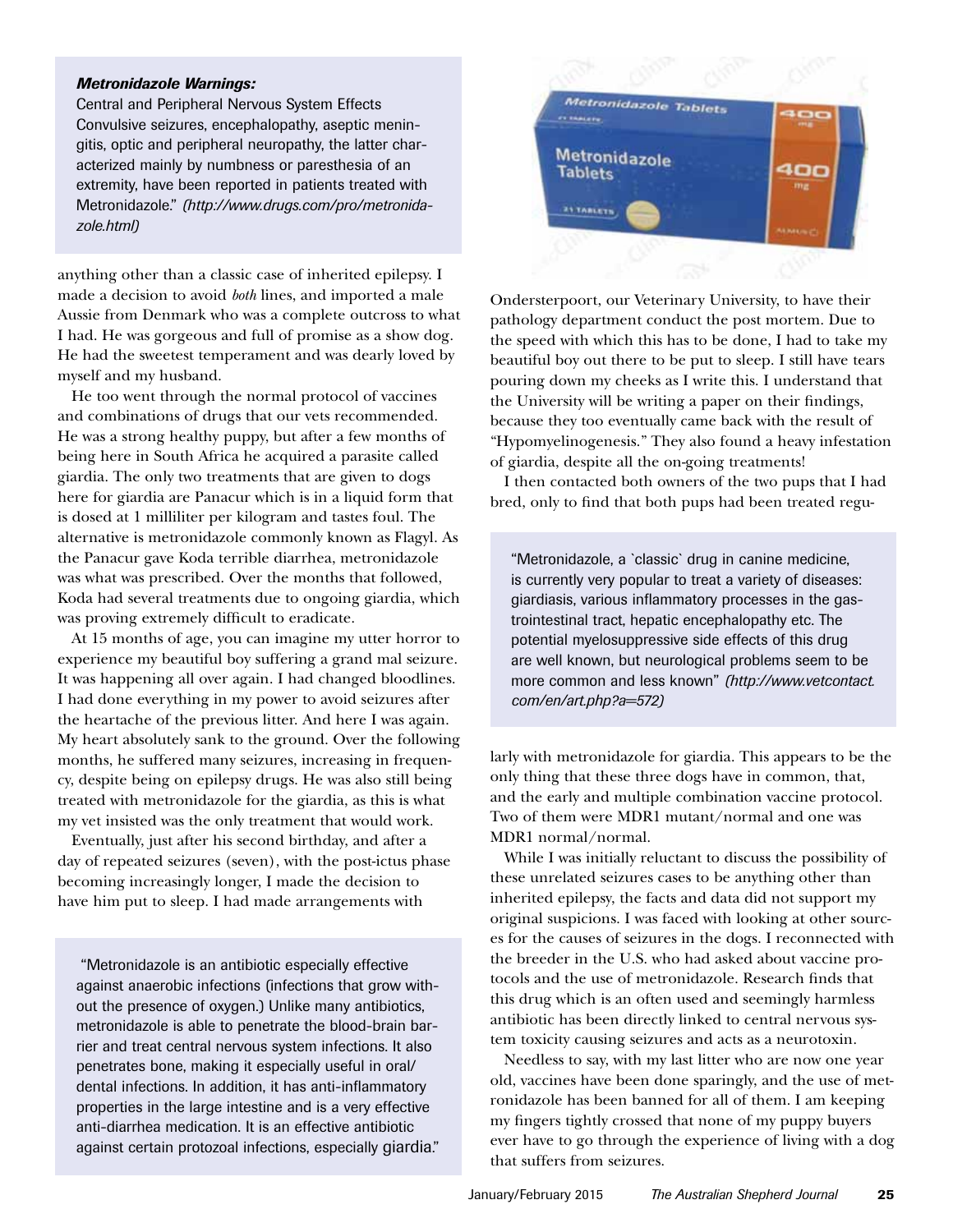***Metronidazole Warnings:***

Central and Peripheral Nervous System Effects Convulsive seizures, encephalopathy, aseptic meningitis, optic and peripheral neuropathy, the latter characterized mainly by numbness or paresthesia of an extremity, have been reported in patients treated with Metronidazole." *(http://www.drugs.com/pro/metronidazole.html)*

anything other than a classic case of inherited epilepsy. I made a decision to avoid *both* lines, and imported a male Aussie from Denmark who was a complete outcross to what I had. He was gorgeous and full of promise as a show dog. He had the sweetest temperament and was dearly loved by myself and my husband.

He too went through the normal protocol of vaccines and combinations of drugs that our vets recommended. He was a strong healthy puppy, but after a few months of being here in South Africa he acquired a parasite called giardia. The only two treatments that are given to dogs here for giardia are Panacur which is in a liquid form that is dosed at 1 milliliter per kilogram and tastes foul. The alternative is metronidazole commonly known as Flagyl. As the Panacur gave Koda terrible diarrhea, metronidazole was what was prescribed. Over the months that followed, Koda had several treatments due to ongoing giardia, which was proving extremely difficult to eradicate.

At 15 months of age, you can imagine my utter horror to experience my beautiful boy suffering a grand mal seizure. It was happening all over again. I had changed bloodlines. I had done everything in my power to avoid seizures after the heartache of the previous litter. And here I was again. My heart absolutely sank to the ground. Over the following months, he suffered many seizures, increasing in frequency, despite being on epilepsy drugs. He was also still being treated with metronidazole for the giardia, as this is what my vet insisted was the only treatment that would work.

Eventually, just after his second birthday, and after a day of repeated seizures (seven), with the post-ictus phase becoming increasingly longer, I made the decision to have him put to sleep. I had made arrangements with Ondersterpoort, our Veterinary University, to have their pathology department conduct the post mortem. Due to the speed with which this has to be done, I had to take my beautiful boy out there to be put to sleep. I still have tears pouring down my cheeks as I write this. I understand that the University will be writing a paper on their findings, because they too eventually came back with the result of "Hypomyelinogenesis." They also found a heavy infestation of giardia, despite all the on-going treatments!

I then contacted both owners of the two pups that I had bred, only to find that both pups had been treated regularly with metronidazole for giardia. This appears to be the only thing that these three dogs have in common, that, and the early and multiple combination vaccine protocol. Two of them were MDR1 mutant/normal and one was MDR1 normal/normal.

While I was initially reluctant to discuss the possibility of these unrelated seizures cases to be anything other than inherited epilepsy, the facts and data did not support my original suspicions. I was faced with looking at other sources for the causes of seizures in the dogs. I reconnected with the breeder in the U.S. who had asked about vaccine protocols and the use of metronidazole. Research finds that this drug which is an often used and seemingly harmless antibiotic has been directly linked to central nervous system toxicity causing seizures and acts as a neurotoxin.

Needless to say, with my last litter who are now one year old, vaccines have been done sparingly, and the use of metronidazole has been banned for all of them. I am keeping my fingers tightly crossed that none of my puppy buyers ever have to go through the experience of living with a dog that suffers from seizures.

"Metronidazole is an antibiotic especially effective against anaerobic infections (infections that grow without the presence of oxygen.) Unlike many antibiotics, metronidazole is able to penetrate the blood-brain barrier and treat central nervous system infections. It also penetrates bone, making it especially useful in oral/dental infections. In addition, it has anti-inflammatory properties in the large intestine and is a very effective anti-diarrhea medication. It is an effective antibiotic against certain protozoal infections, especially giardia."

"Metronidazole, a `classic` drug in canine medicine, is currently very popular to treat a variety of diseases: giardiasis, various inflammatory processes in the gastrointestinal tract, hepatic encephalopathy etc. The potential myelosuppressive side effects of this drug are well known, but neurological problems seem to be more common and less known" *(http://www.vetcontact.com/en/art.php?a=572)*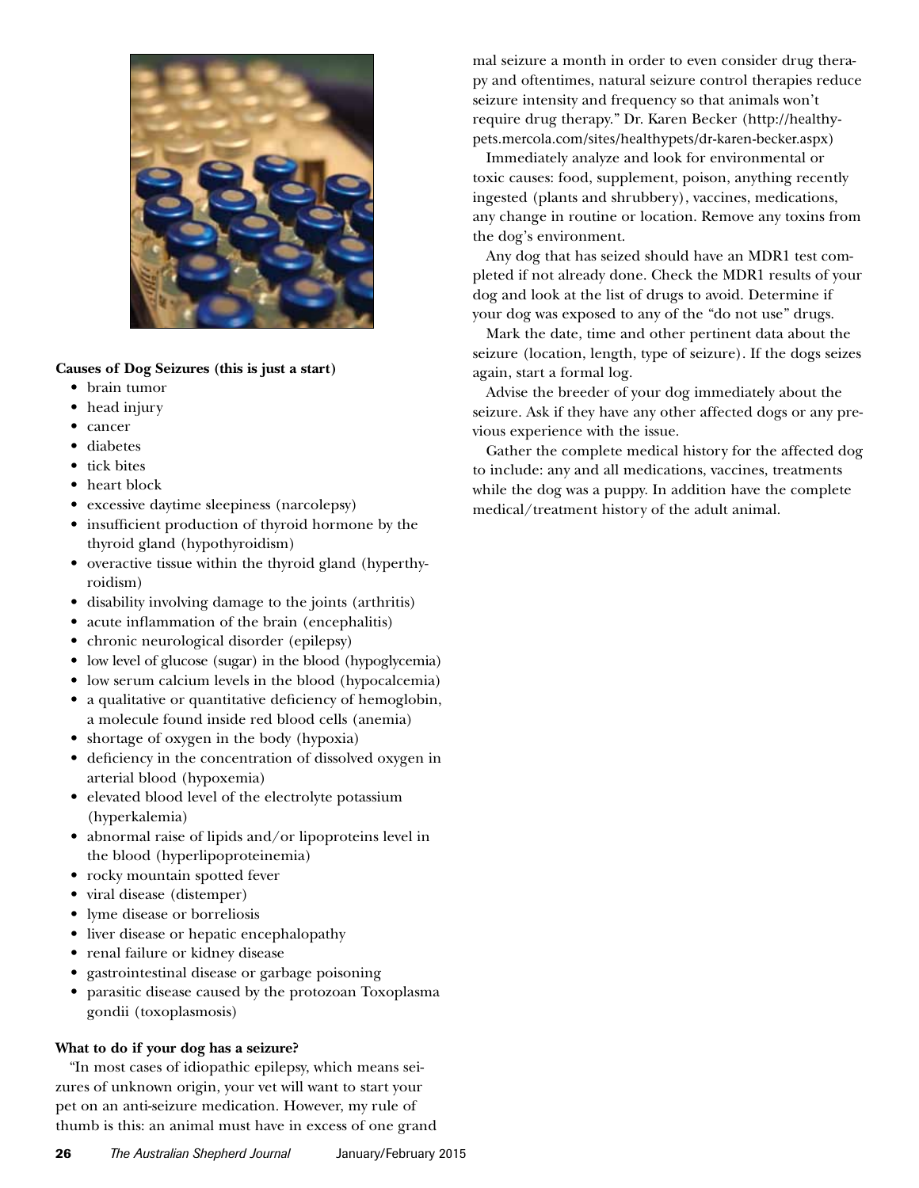**Causes of Dog Seizures (this is just a start)**

- brain tumor
- head injury
- cancer
- diabetes
- tick bites
- heart block
- excessive daytime sleepiness (narcolepsy)
- insufficient production of thyroid hormone by the thyroid gland (hypothyroidism)
- overactive tissue within the thyroid gland (hyperthyroidism)
- disability involving damage to the joints (arthritis)
- acute inflammation of the brain (encephalitis)
- chronic neurological disorder (epilepsy)
- low level of glucose (sugar) in the blood (hypoglycemia)
- low serum calcium levels in the blood (hypocalcemia)
- a qualitative or quantitative deficiency of hemoglobin, a molecule found inside red blood cells (anemia)
- shortage of oxygen in the body (hypoxia)
- deficiency in the concentration of dissolved oxygen in arterial blood (hypoxemia)
- elevated blood level of the electrolyte potassium (hyperkalemia)
- abnormal raise of lipids and/or lipoproteins level in the blood (hyperlipoproteinemia)
- rocky mountain spotted fever
- viral disease (distemper)
- lyme disease or borreliosis
- liver disease or hepatic encephalopathy
- renal failure or kidney disease
- gastrointestinal disease or garbage poisoning
- parasitic disease caused by the protozoan Toxoplasma gondii (toxoplasmosis)

**What to do if your dog has a seizure?**

"In most cases of idiopathic epilepsy, which means seizures of unknown origin, your vet will want to start your pet on an anti-seizure medication. However, my rule of thumb is this: an animal must have in excess of one grand mal seizure a month in order to even consider drug therapy and oftentimes, natural seizure control therapies reduce seizure intensity and frequency so that animals won't require drug therapy." Dr. Karen Becker (http://healthypets.mercola.com/sites/healthypets/dr-karen-becker.aspx)

Immediately analyze and look for environmental or toxic causes: food, supplement, poison, anything recently ingested (plants and shrubbery), vaccines, medications, any change in routine or location. Remove any toxins from the dog's environment.

Any dog that has seized should have an MDR1 test completed if not already done. Check the MDR1 results of your dog and look at the list of drugs to avoid. Determine if your dog was exposed to any of the "do not use" drugs.

Mark the date, time and other pertinent data about the seizure (location, length, type of seizure). If the dogs seizes again, start a formal log.

Advise the breeder of your dog immediately about the seizure. Ask if they have any other affected dogs or any previous experience with the issue.

Gather the complete medical history for the affected dog to include: any and all medications, vaccines, treatments while the dog was a puppy. In addition have the complete medical/treatment history of the adult animal.